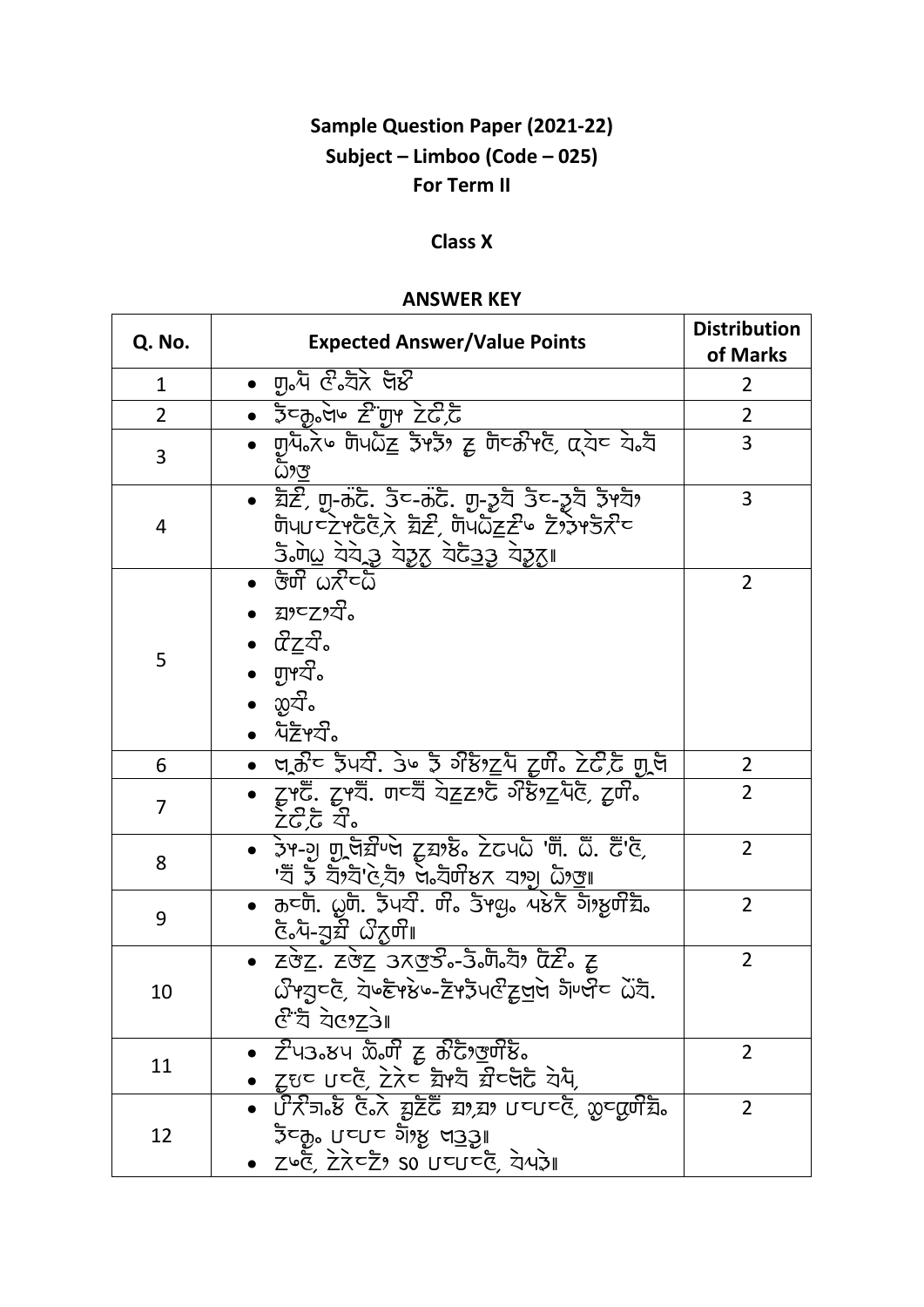# Sample Question Paper (2021-22)

## Subject – Limboo (Code – 025)

## For Term II

### Class X

### ANSWER KEY

| Q. No. | Expected Answer/Value Points | Distribution of Marks |
|---|---|---|
| 1 | • ᤁᤢ.ᤐᤣ ᤗᤧ.ᤒᤠᤖ ᤛᤣᤛᤡ | 2 |
| 2 | • ᤛᤡᤱᤁᤨ.ᤛᤧᤶ ᤌᤡ ᤁᤢᤴ ᤌᤍᤡᤍᤠ | 2 |
| 3 | • ᤁᤢᤐᤣ.ᤖᤶ ᤔᤡᤐᤠᤍᤠ ᤛᤡᤴᤛᤡ᤹ ᤌᤢ ᤔᤡᤱᤁᤡᤴᤗᤧ, ᤀᤢᤒᤧᤱ ᤒᤠ.ᤒᤠ ᤍᤠ᤹ᤏᤢ | 3 |
| 4 | • ᤂᤠᤌᤡ, ᤁᤢ-ᤁᤠᤍᤠ. ᤛᤡᤱ-ᤁᤠᤍᤠ. ᤁᤢ-ᤛᤢᤒᤠ ᤛᤡᤱ-ᤛᤢᤒᤠ ᤛᤡᤴᤒᤠ᤹ ᤔᤡᤐᤠᤐᤱᤌᤡᤴᤍᤠᤗᤧ,ᤖ ᤂᤠᤌᤡ, ᤔᤡᤐᤠᤍᤠᤌᤢᤌᤡᤶ ᤌᤠ᤹ᤛᤡᤴᤛᤠᤖᤡᤱ ᤛᤡ.ᤔᤧᤘ ᤒᤧᤒᤧᤏᤢ ᤒᤧᤛᤢᤖ ᤒᤧᤍᤠᤏᤢᤛᤢ ᤒᤧᤛᤢᤖ᥀ | 3 |
| 5 | • ᤋᤢᤔᤡ ᤕᤖᤡᤱᤍᤠ<br>• ᤂᤠ᤹ᤱᤌᤠ᤹ᤒᤡ.<br>• ᤀᤡᤌᤢᤒᤡ.<br>• ᤁᤢᤴᤒᤡ.<br>• ᤙᤢᤒᤡ.<br>• ᤐᤠᤌᤡᤴᤒᤡ. | 2 |
| 6 | • ᤗᤢᤁᤡᤱ ᤛᤡᤐᤒᤡ. ᤛᤶ ᤛᤡ ᤃᤡᤛᤢ᤹ᤌᤢᤐᤠ ᤌᤢᤔᤡ. ᤌᤍᤡᤍᤠ ᤁᤢᤗᤠ | 2 |
| 7 | • ᤌᤢᤴᤍᤠ. ᤌᤢᤴᤒᤠ. ᤔᤱᤒᤠ ᤒᤧᤌᤢᤌᤡ᤹ᤍᤠ ᤃᤡᤛᤢ᤹ᤌᤢᤐᤠᤗᤧ, ᤌᤢᤔᤡ. ᤌᤍᤡᤍᤠ ᤒᤡ. | 2 |
| 8 | • ᤛᤡᤴ-ᤁᤢ ᤁᤢᤗᤠᤂᤡᤶᤗᤧ ᤌᤢᤂᤠ᤹ᤛᤠ. ᤌᤍᤐᤠ 'ᤔᤡ. ᤍᤠ. ᤍᤡ'ᤗᤧ, 'ᤒᤡ ᤛᤡ ᤒᤠ᤹ᤒᤠ'ᤗᤧ,ᤒᤠ᤹ ᤗᤧ.ᤒᤠᤔᤡᤛᤖ ᤒᤠ᤹ᤁᤢ ᤍᤠ᤹ᤏᤢ᥀ | 2 |
| 9 | • ᤁᤱᤔᤡ. ᤘᤢᤔᤡ. ᤛᤡᤐᤒᤡ. ᤔᤡ. ᤛᤡᤴᤘᤢ. ᤐᤧᤛᤖ ᤃᤡ᤹ᤛᤢᤔᤡᤂᤨ. ᤗᤧ.ᤐᤠ-ᤒᤢᤂᤡ ᤍᤡᤖᤢᤔᤡ᥀ | 2 |
| 10 | • ᤌᤧᤏᤢ. ᤌᤧᤏᤢ ᤛᤖᤏᤢᤛᤡ.-ᤛᤡ.ᤔᤡ.ᤒᤠ᤹ ᤀᤡᤌᤡ. ᤌᤢ ᤍᤡᤴᤒᤢᤱᤗᤧ, ᤒᤧᤶᤗᤧᤴᤛᤧᤶ-ᤌᤡᤴᤛᤡᤐᤗᤧᤌᤢᤏᤢᤗᤧ ᤃᤡᤶᤈᤡᤱ ᤍᤠᤒᤠ. ᤗᤧᤒᤠ ᤒᤧᤀᤡ᤹ᤌᤢᤛᤡ᥀ | 2 |
| 11 | • ᤌᤡᤐᤛᤢ.ᤛᤐ ᤙᤡ.ᤔᤡ ᤌᤢ ᤁᤡᤍᤠ᤹ᤏᤢᤔᤡᤛᤠ.<br>• ᤌᤢᤕᤱ ᤐᤱᤗᤧ, ᤌᤧᤖᤱ ᤂᤠᤴᤒᤠ ᤂᤡᤱᤗᤧᤍᤠ ᤒᤧᤐᤠ, | 2 |
| 12 | • ᤐᤡᤖᤡᤁᤢ.ᤛ ᤗᤧ.ᤖ ᤂᤢᤌᤡᤍᤠ ᤂᤠ᤹,ᤂᤠ᤹ ᤐᤱᤐᤱᤗᤧ, ᤙᤢᤱᤀᤢᤔᤡᤂᤨ. ᤛᤡᤱᤁᤨ. ᤐᤱᤐᤱ ᤃᤡ᤹ᤛᤢ ᤗᤛᤢᤛᤢ᥀<br>• ᤌᤶᤗᤧ, ᤌᤧᤖᤱᤌᤡ᤹ ᥋᥆ ᤐᤱᤐᤱᤗᤧ, ᤒᤧᤐᤛᤡ᥀ | 2 |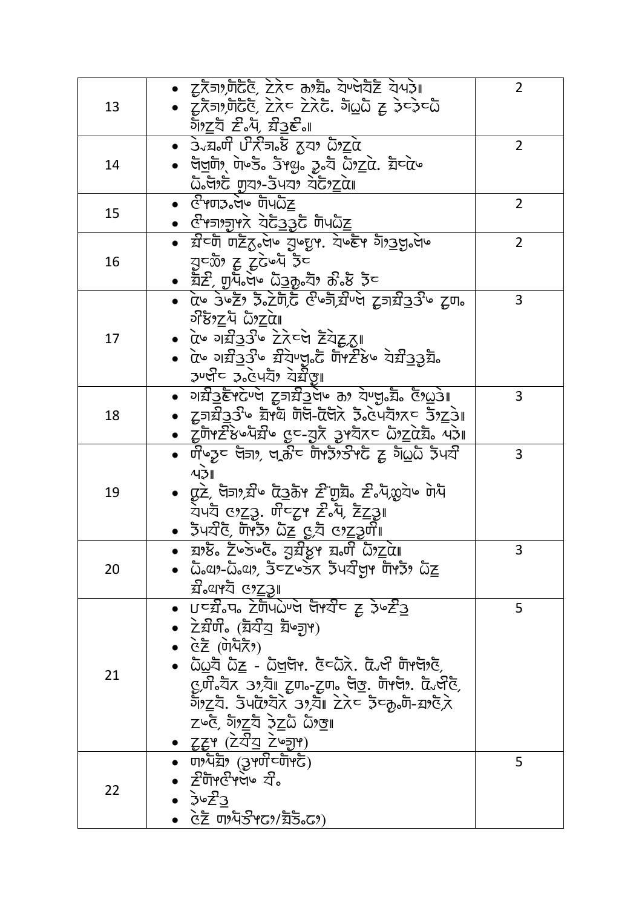| | | |
|---|---|---|
| 13 | • ꢂꢃꢄꢅ, ꢆꢇ ꢈꢉ ꢊꢋ ꢌꢍ॥<br>• ꢂꢃꢄꢅ, ꢆꢇ ꢆꢇ. ꢎꢏ ꢐ ꢑꢒ ꢓꢔ ꢕꢖ ꢗꢘ॥ | 2 |
| 14 | • ꢙꢚ ꢛꢜ ꢝꢞ ꢟꢠ<br>• ꢡꢢ, ꢣꢤ ꢥꢦ ꢧꢨ ꢟꢠ. ꢩꢪ ꢫꢬ ꢭ-ꢮꢯ ꢰꢱ॥ | 2 |
| 15 | • ꢲꢳ ꢴꢵ<br>• ꢲꢶ ꢷꢸ ꢴꢵ | 2 |
| 16 | • ꢹꢺ ꢻꢼ ꢽꢾ. ꢿꣀ ꣁꣂ ꣃ꣄ ꢐ ꣅ꣆ ꣇<br>• ꣈, ꣉꣊ ꣋꣌ ꣍꣎ ꣇ | 2 |
| 17 | • ꣏ ꣐꣑ ꣒꣓ ꣔꣕ ꣖꣗ ꣘꣙ ꣚ ꢟꢠ॥<br>• ꣏ ꣗ ꢆꢇ ꣛꣜॥<br>• ꣏ ꣗ ꣝꣞ ꣟ꣿ ꣠꣡ ꣢ ꣣꣤॥ | 3 |
| 18 | • ꣥꣦ ꣖꣧ ꢈ ꣨꣩॥<br>• ꣖꣗ ꣪꣫-꣬꣭ ꣮꣯ ꣰꣱॥<br>• ꣲꣳꣴ ꣵ-ꣶꣷ ꣸꣹ ꢟꢠ꣺ ꣻ॥ | 3 |
| 19 | • ꣼ꣽ ꣾ꤀, ꤁ ꤂꤃ ꢐ ꢎꢏ ꤄ ꤅॥<br>• ꤆, ꤇꤈ ꤉ꤊ ꤋꤌ ꢕꢖ ꤍ ꤎꤏ ꤐ. ꤑꤒ ꢕꢖ, ꤓ॥<br>• ꤄ꤔ, ꤕꤖ ꢟꢐ ꤗ ꤐ॥ | 3 |
| 20 | • ꤘ, ꤙꤚ ꤛꤜ ꤝ ꢟꢠ॥<br>• ꤞ-ꤟ, ꤠꤡ ꤄ꤢ ꤕꤖ ꢟꢐ ꤣꤤ ꤐ॥ | 3 |
| 21 | • ꤥꤦ ꤧꤨ ꤩꤪ ꢐ ꤫<br>• ꤬ (꤭꤮ ꤯ꥀ)<br>• ꥁ (ꥂ)<br>• ꥃ ꢟꢐ - ꥄꥅ. ꥆꥇ. ꥈ ꥉꥊ, ꥋ ꥌꥍ, ꥎ-ꥏ ꥐ. ꥑ. ꥒ, ꣒꥓. ꥔ ꥌꥍ. ꢆꢇ ꥕-꥖ ꥗, ꣒꥓ ꥘ ꥙꥚॥<br>• ꥛ (꥜ ꥝꥞) | 5 |
| 22 | • ꥟ (ꥠꥡ)<br>• ꥢꥣ ꥤ<br>• ꤫<br>• ꥁ ꥥ/ꥦ) | 5 |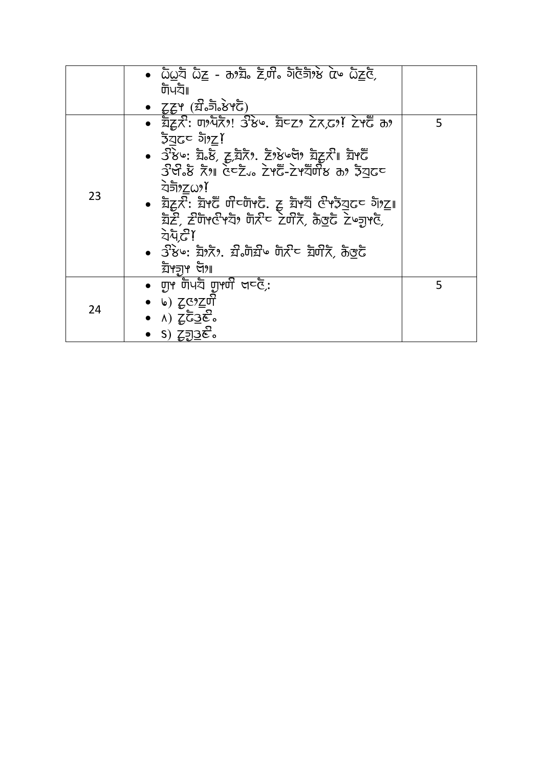| | | |
|---|---|---|
| | • ᤔᤠᤏᤠ ᤔᤤᤖᤧ - ᤁᤠᤰᤘᤠ ᤂᤧᤰᤗ ᤁᤡᤸᤖᤠᤶ ᤀᤢ ᤔᤤᤖᤧ, ᤐᤡᤳᤘᤠ᥀<br>• ᤖᤢᤖᤢ (ᤛᤡᤖᤡᤶᤥᤱ) | |
| 23 | • ᤛᤢᤖᤢᤴ: ᤐᤠᤰᤴᤠ! ᤀᤡᤶᤥ. ᤛᤢᤱᤖᤠ ᤖᤢᤴᤍᤠ! ᤖᤢᤰᤍᤡ ᤁᤠ ᤋᤢᤱᤍᤱ ᤁᤠᤖᤢ!<br>• ᤀᤡᤶᤥ: ᤛᤠᤶ, ᤖᤢᤛᤢᤴᤠ. ᤖᤠᤶᤥᤰᤠ ᤛᤢᤖᤢᤴ᥀ ᤛᤢᤰᤍᤡ ᤀᤡᤐᤠᤶ ᤴᤠ᥀ ᤧᤱᤖᤢ ᤖᤢᤰᤍᤡ-ᤖᤢᤰᤘᤡᤶ ᤁᤠ ᤋᤢᤱᤍᤱ ᤘᤠᤖᤢᤕᤠ!<br>• ᤛᤢᤖᤢᤴ: ᤛᤢᤰᤍᤡ ᤐᤡᤱᤐᤠᤰᤍ. ᤖᤢ ᤛᤢᤰᤘᤡ ᤧᤰᤋᤢᤱᤍᤱ ᤁᤠᤖᤢ᥀ ᤛᤢᤖᤡ, ᤖᤢᤐᤠᤰᤧᤰᤘᤠ ᤐᤠᤴᤱ ᤖᤢᤐᤡᤴ, ᤁᤠᤱᤍ ᤖᤢᤰᤐᤠᤰᤧ, ᤘᤠᤐᤡᤍᤡ!<br>• ᤀᤡᤶᤥ: ᤛᤢᤴᤠ. ᤛᤡᤐᤠᤛᤡ ᤐᤠᤴᤱ ᤛᤢᤐᤡᤴ, ᤁᤠᤱᤍ ᤛᤢᤰᤐᤠᤰ ᤕᤠ᥀ | 5 |
| 24 | • ᤐᤠᤰ ᤐᤡᤳᤘᤠ ᤐᤠᤰᤐᤡ ᤗᤠᤱᤧ:<br>• ᥇) ᤖᤢᤧᤠᤖᤢᤐᤡ<br>• ᥈) ᤖᤢᤍᤥᤋᤢᤧ<br>• ᥉) ᤖᤢᤐᤠᤋᤢᤧ | 5 |